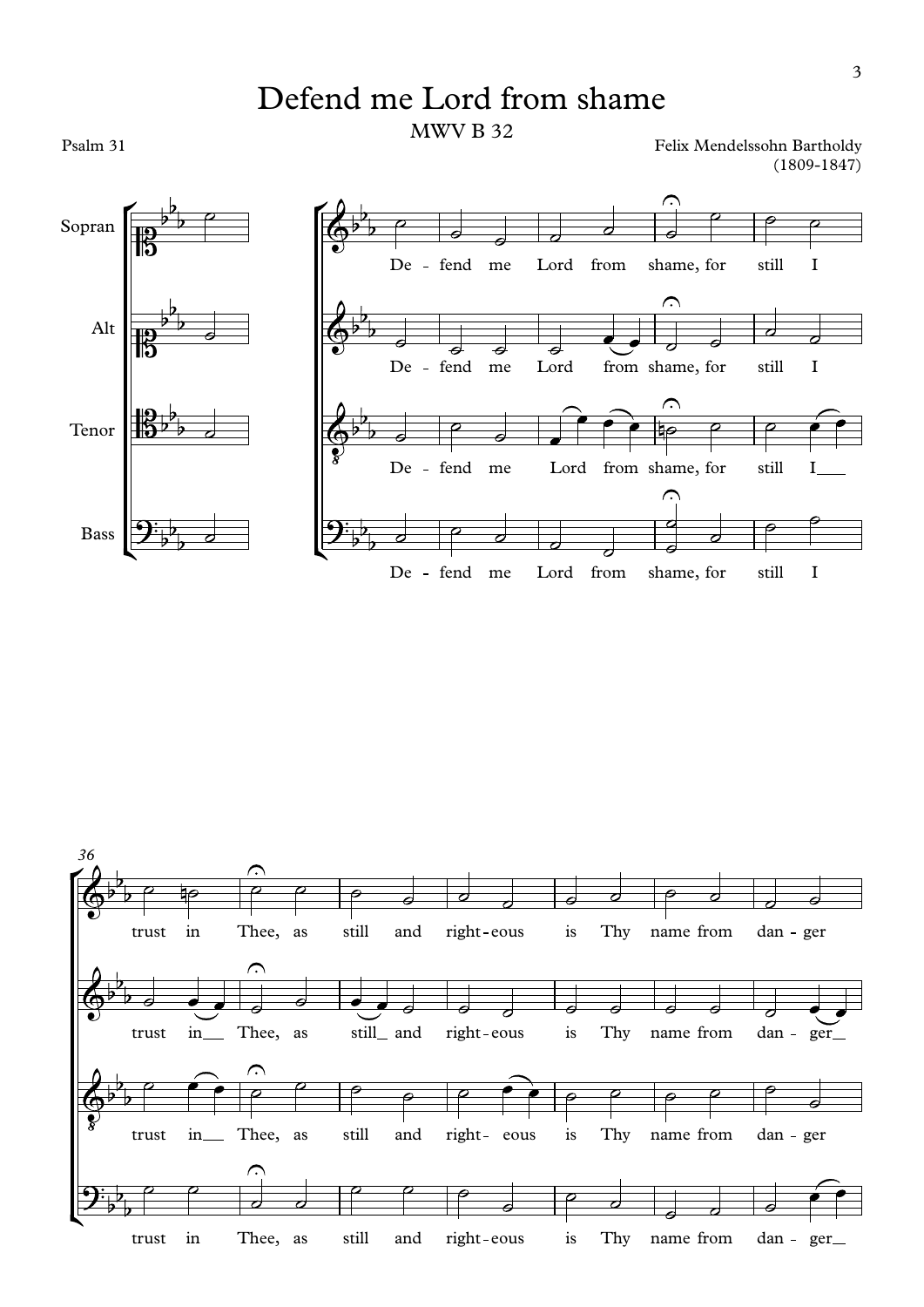# Defend me Lord from shame

MWV B 32

Psalm 31

Felix Mendelssohn Bartholdy (1809-1847)

Sopran, Alt, Tenor, Bass

De - fend me Lord from shame, for still I trust in Thee, as still and right - eous is Thy name from dan - ger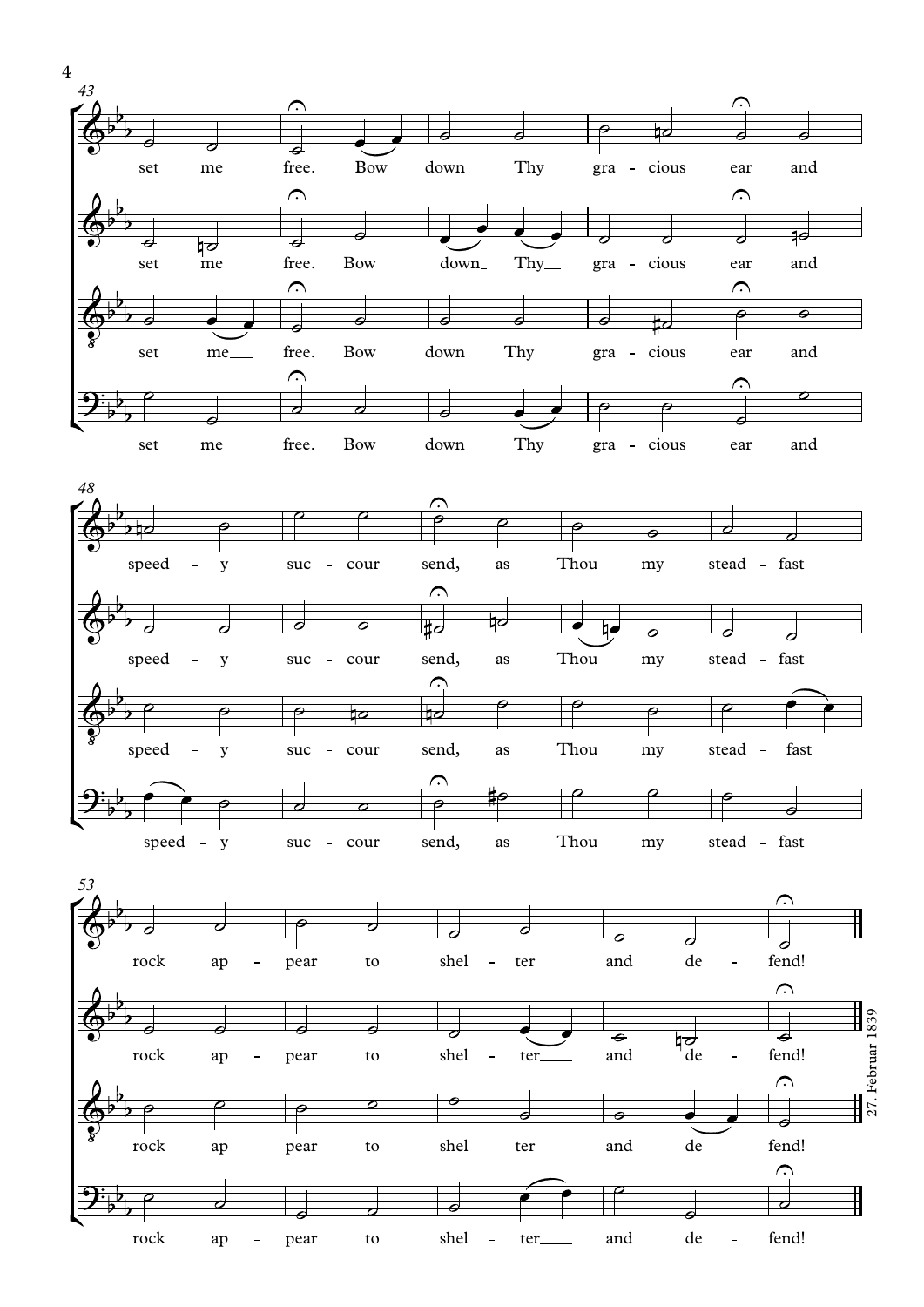set me free. Bow down Thy gracious ear and speedy succour send, as Thou my steadfast rock appear to shelter and defend!

27. Februar 1839